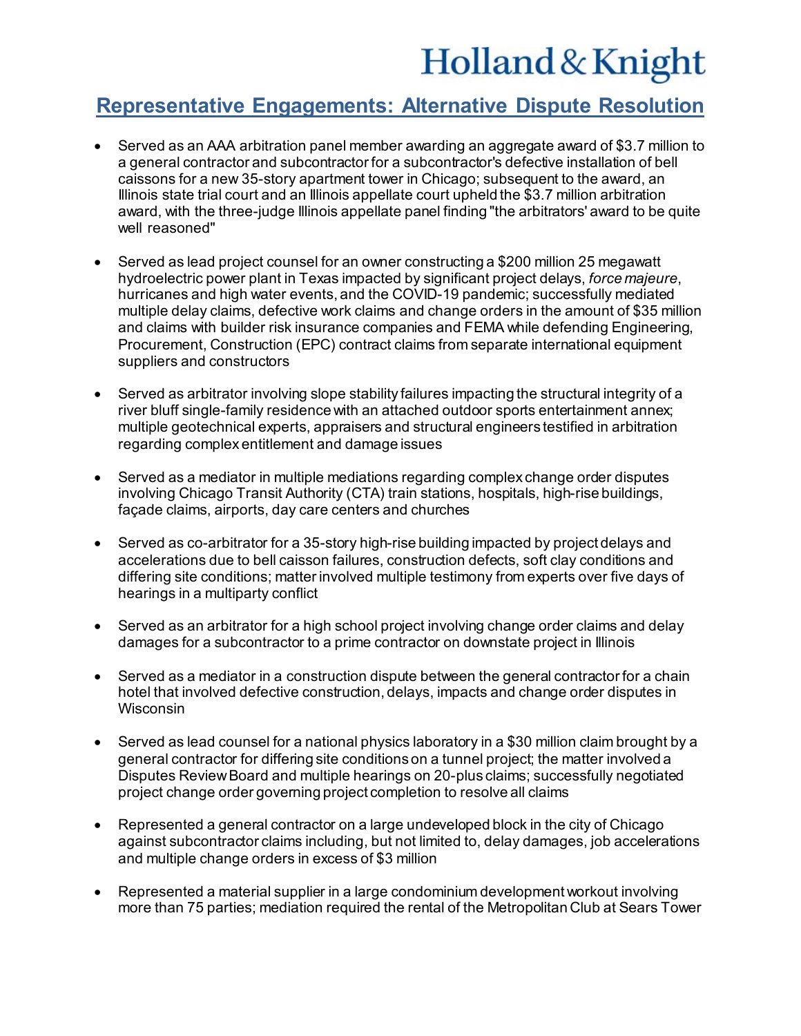Holland & Knight

## Representative Engagements: Alternative Dispute Resolution

- Served as an AAA arbitration panel member awarding an aggregate award of $3.7 million to a general contractor and subcontractor for a subcontractor's defective installation of bell caissons for a new 35-story apartment tower in Chicago; subsequent to the award, an Illinois state trial court and an Illinois appellate court upheld the $3.7 million arbitration award, with the three-judge Illinois appellate panel finding "the arbitrators' award to be quite well reasoned"

- Served as lead project counsel for an owner constructing a $200 million 25 megawatt hydroelectric power plant in Texas impacted by significant project delays, *force majeure*, hurricanes and high water events, and the COVID-19 pandemic; successfully mediated multiple delay claims, defective work claims and change orders in the amount of $35 million and claims with builder risk insurance companies and FEMA while defending Engineering, Procurement, Construction (EPC) contract claims from separate international equipment suppliers and constructors

- Served as arbitrator involving slope stability failures impacting the structural integrity of a river bluff single-family residence with an attached outdoor sports entertainment annex; multiple geotechnical experts, appraisers and structural engineers testified in arbitration regarding complex entitlement and damage issues

- Served as a mediator in multiple mediations regarding complex change order disputes involving Chicago Transit Authority (CTA) train stations, hospitals, high-rise buildings, façade claims, airports, day care centers and churches

- Served as co-arbitrator for a 35-story high-rise building impacted by project delays and accelerations due to bell caisson failures, construction defects, soft clay conditions and differing site conditions; matter involved multiple testimony from experts over five days of hearings in a multiparty conflict

- Served as an arbitrator for a high school project involving change order claims and delay damages for a subcontractor to a prime contractor on downstate project in Illinois

- Served as a mediator in a construction dispute between the general contractor for a chain hotel that involved defective construction, delays, impacts and change order disputes in Wisconsin

- Served as lead counsel for a national physics laboratory in a $30 million claim brought by a general contractor for differing site conditions on a tunnel project; the matter involved a Disputes Review Board and multiple hearings on 20-plus claims; successfully negotiated project change order governing project completion to resolve all claims

- Represented a general contractor on a large undeveloped block in the city of Chicago against subcontractor claims including, but not limited to, delay damages, job accelerations and multiple change orders in excess of $3 million

- Represented a material supplier in a large condominium development workout involving more than 75 parties; mediation required the rental of the Metropolitan Club at Sears Tower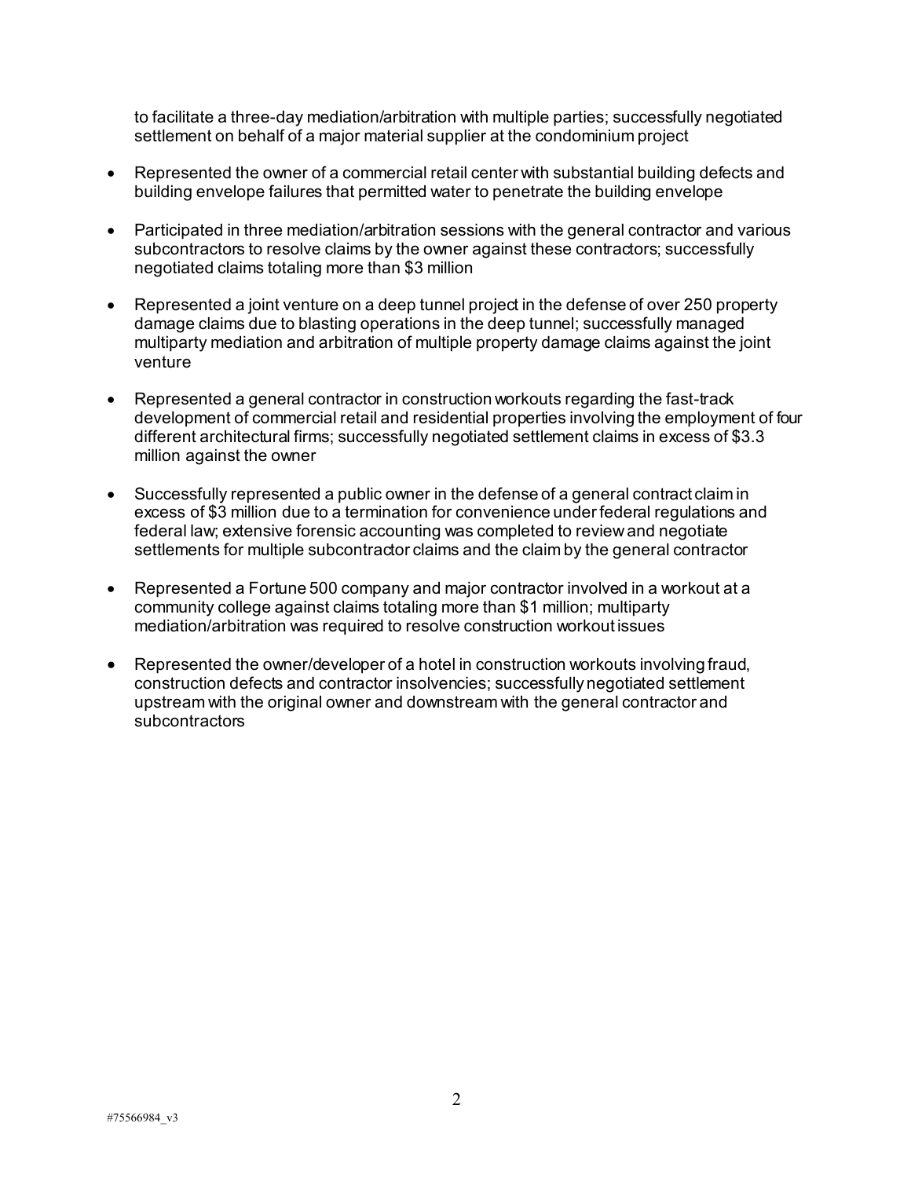to facilitate a three-day mediation/arbitration with multiple parties; successfully negotiated settlement on behalf of a major material supplier at the condominium project

- Represented the owner of a commercial retail center with substantial building defects and building envelope failures that permitted water to penetrate the building envelope
- Participated in three mediation/arbitration sessions with the general contractor and various subcontractors to resolve claims by the owner against these contractors; successfully negotiated claims totaling more than $3 million
- Represented a joint venture on a deep tunnel project in the defense of over 250 property damage claims due to blasting operations in the deep tunnel; successfully managed multiparty mediation and arbitration of multiple property damage claims against the joint venture
- Represented a general contractor in construction workouts regarding the fast-track development of commercial retail and residential properties involving the employment of four different architectural firms; successfully negotiated settlement claims in excess of $3.3 million against the owner
- Successfully represented a public owner in the defense of a general contract claim in excess of $3 million due to a termination for convenience under federal regulations and federal law; extensive forensic accounting was completed to review and negotiate settlements for multiple subcontractor claims and the claim by the general contractor
- Represented a Fortune 500 company and major contractor involved in a workout at a community college against claims totaling more than $1 million; multiparty mediation/arbitration was required to resolve construction workout issues
- Represented the owner/developer of a hotel in construction workouts involving fraud, construction defects and contractor insolvencies; successfully negotiated settlement upstream with the original owner and downstream with the general contractor and subcontractors

#75566984_v3